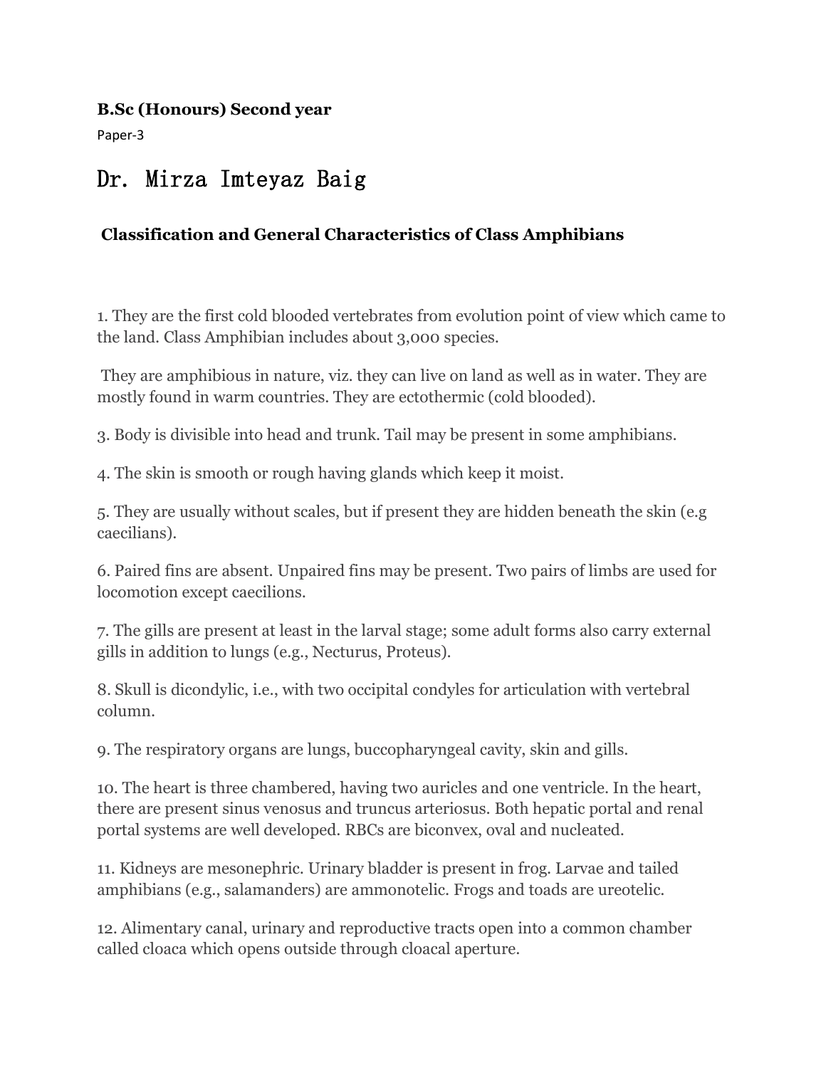**B.Sc (Honours) Second year**

Paper-3

# Dr. Mirza Imteyaz Baig

## Classification and General Characteristics of Class Amphibians

1. They are the first cold blooded vertebrates from evolution point of view which came to the land. Class Amphibian includes about 3,000 species.

They are amphibious in nature, viz. they can live on land as well as in water. They are mostly found in warm countries. They are ectothermic (cold blooded).

3. Body is divisible into head and trunk. Tail may be present in some amphibians.

4. The skin is smooth or rough having glands which keep it moist.

5. They are usually without scales, but if present they are hidden beneath the skin (e.g caecilians).

6. Paired fins are absent. Unpaired fins may be present. Two pairs of limbs are used for locomotion except caecilions.

7. The gills are present at least in the larval stage; some adult forms also carry external gills in addition to lungs (e.g., Necturus, Proteus).

8. Skull is dicondylic, i.e., with two occipital condyles for articulation with vertebral column.

9. The respiratory organs are lungs, buccopharyngeal cavity, skin and gills.

10. The heart is three chambered, having two auricles and one ventricle. In the heart, there are present sinus venosus and truncus arteriosus. Both hepatic portal and renal portal systems are well developed. RBCs are biconvex, oval and nucleated.

11. Kidneys are mesonephric. Urinary bladder is present in frog. Larvae and tailed amphibians (e.g., salamanders) are ammonotelic. Frogs and toads are ureotelic.

12. Alimentary canal, urinary and reproductive tracts open into a common chamber called cloaca which opens outside through cloacal aperture.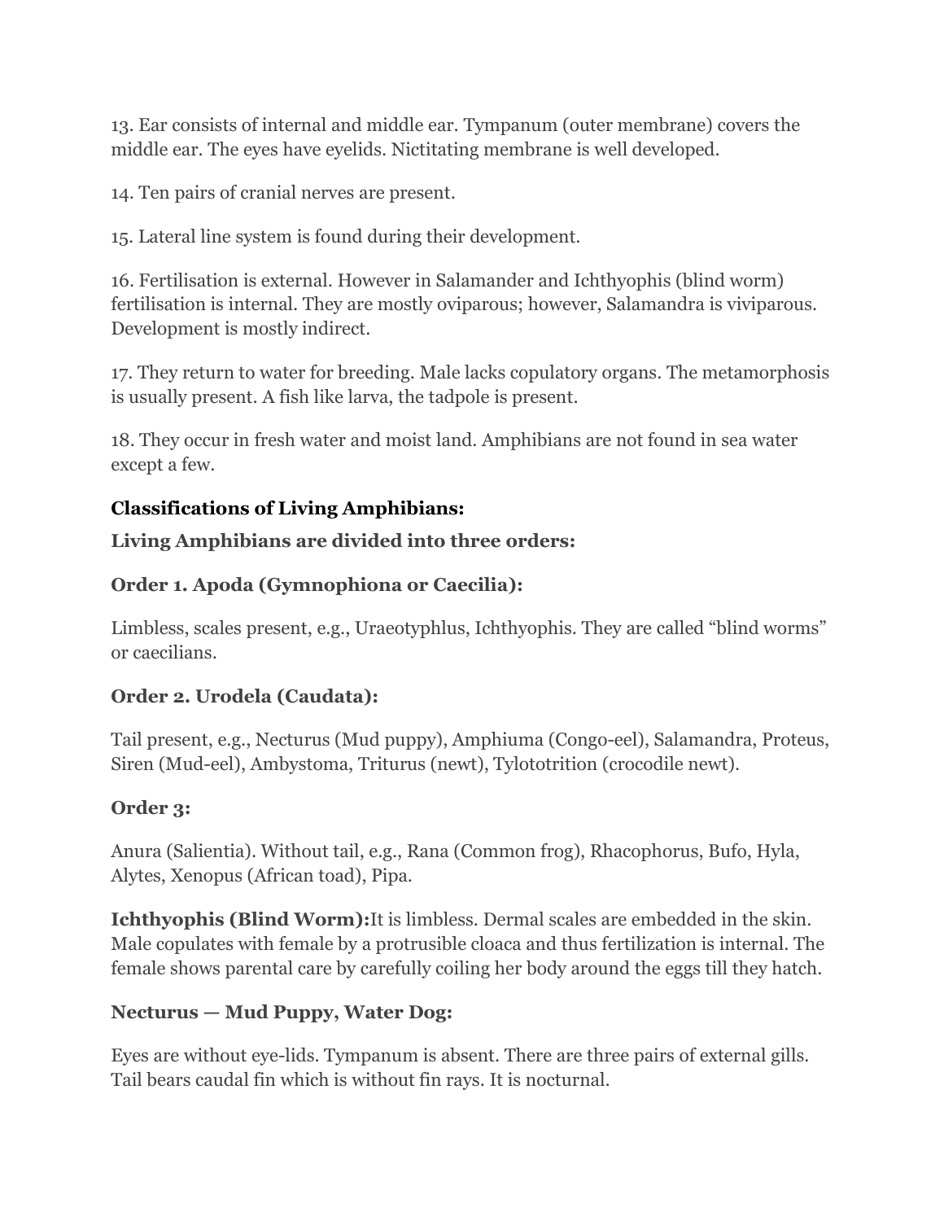13. Ear consists of internal and middle ear. Tympanum (outer membrane) covers the middle ear. The eyes have eyelids. Nictitating membrane is well developed.

14. Ten pairs of cranial nerves are present.

15. Lateral line system is found during their development.

16. Fertilisation is external. However in Salamander and Ichthyophis (blind worm) fertilisation is internal. They are mostly oviparous; however, Salamandra is viviparous. Development is mostly indirect.

17. They return to water for breeding. Male lacks copulatory organs. The metamorphosis is usually present. A fish like larva, the tadpole is present.

18. They occur in fresh water and moist land. Amphibians are not found in sea water except a few.

**Classifications of Living Amphibians:**

**Living Amphibians are divided into three orders:**

**Order 1. Apoda (Gymnophiona or Caecilia):**

Limbless, scales present, e.g., Uraeotyphlus, Ichthyophis. They are called “blind worms” or caecilians.

**Order 2. Urodela (Caudata):**

Tail present, e.g., Necturus (Mud puppy), Amphiuma (Congo-eel), Salamandra, Proteus, Siren (Mud-eel), Ambystoma, Triturus (newt), Tylototrition (crocodile newt).

**Order 3:**

Anura (Salientia). Without tail, e.g., Rana (Common frog), Rhacophorus, Bufo, Hyla, Alytes, Xenopus (African toad), Pipa.

**Ichthyophis (Blind Worm):**It is limbless. Dermal scales are embedded in the skin. Male copulates with female by a protrusible cloaca and thus fertilization is internal. The female shows parental care by carefully coiling her body around the eggs till they hatch.

**Necturus — Mud Puppy, Water Dog:**

Eyes are without eye-lids. Tympanum is absent. There are three pairs of external gills. Tail bears caudal fin which is without fin rays. It is nocturnal.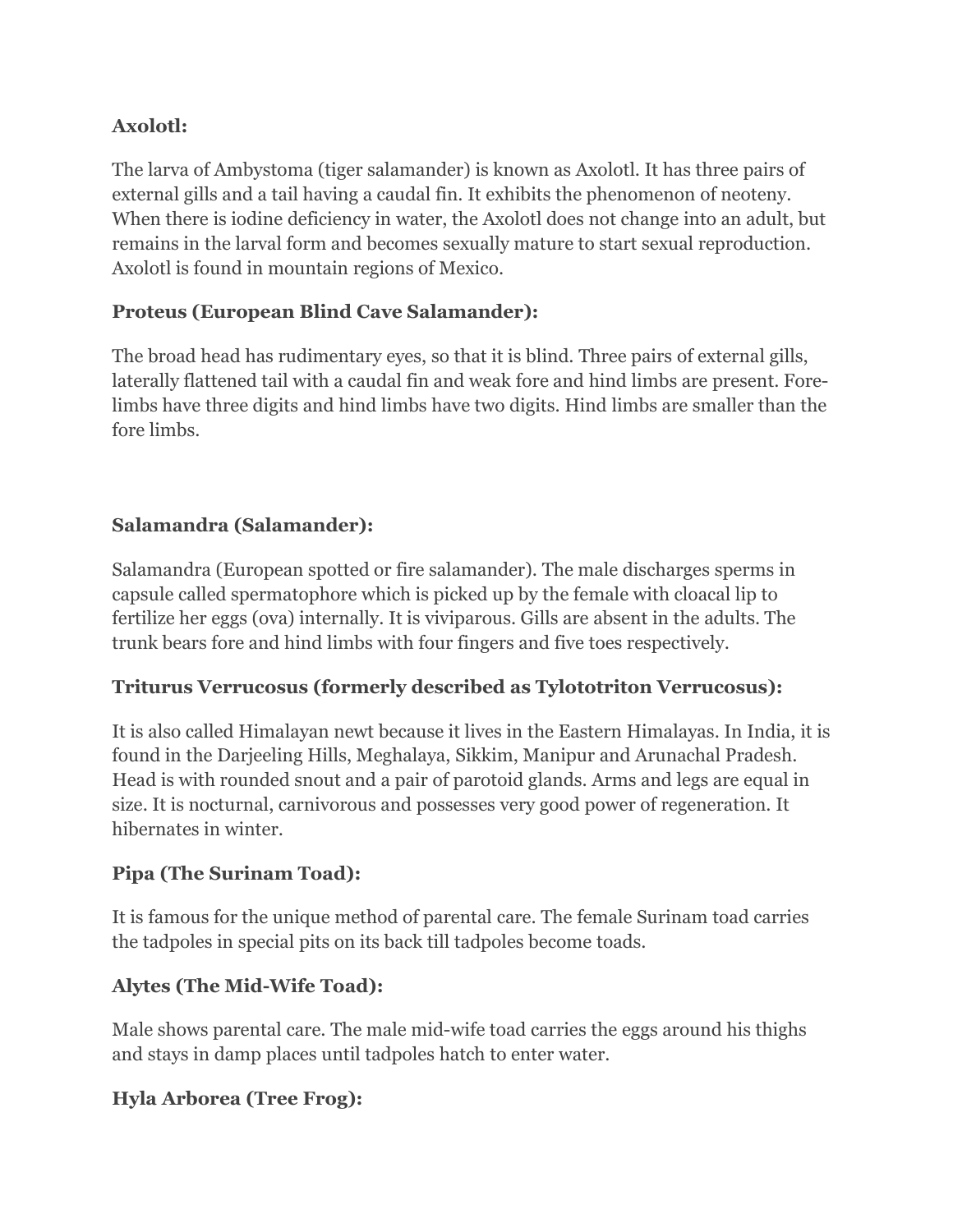**Axolotl:**

The larva of Ambystoma (tiger salamander) is known as Axolotl. It has three pairs of external gills and a tail having a caudal fin. It exhibits the phenomenon of neoteny. When there is iodine deficiency in water, the Axolotl does not change into an adult, but remains in the larval form and becomes sexually mature to start sexual reproduction. Axolotl is found in mountain regions of Mexico.

**Proteus (European Blind Cave Salamander):**

The broad head has rudimentary eyes, so that it is blind. Three pairs of external gills, laterally flattened tail with a caudal fin and weak fore and hind limbs are present. Fore-limbs have three digits and hind limbs have two digits. Hind limbs are smaller than the fore limbs.

**Salamandra (Salamander):**

Salamandra (European spotted or fire salamander). The male discharges sperms in capsule called spermatophore which is picked up by the female with cloacal lip to fertilize her eggs (ova) internally. It is viviparous. Gills are absent in the adults. The trunk bears fore and hind limbs with four fingers and five toes respectively.

**Triturus Verrucosus (formerly described as Tylototriton Verrucosus):**

It is also called Himalayan newt because it lives in the Eastern Himalayas. In India, it is found in the Darjeeling Hills, Meghalaya, Sikkim, Manipur and Arunachal Pradesh. Head is with rounded snout and a pair of parotoid glands. Arms and legs are equal in size. It is nocturnal, carnivorous and possesses very good power of regeneration. It hibernates in winter.

**Pipa (The Surinam Toad):**

It is famous for the unique method of parental care. The female Surinam toad carries the tadpoles in special pits on its back till tadpoles become toads.

**Alytes (The Mid-Wife Toad):**

Male shows parental care. The male mid-wife toad carries the eggs around his thighs and stays in damp places until tadpoles hatch to enter water.

**Hyla Arborea (Tree Frog):**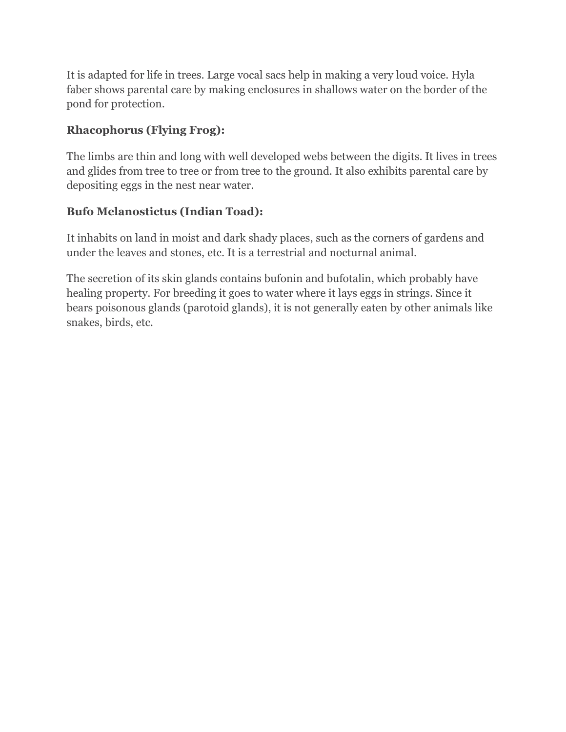It is adapted for life in trees. Large vocal sacs help in making a very loud voice. Hyla faber shows parental care by making enclosures in shallows water on the border of the pond for protection.

**Rhacophorus (Flying Frog):**

The limbs are thin and long with well developed webs between the digits. It lives in trees and glides from tree to tree or from tree to the ground. It also exhibits parental care by depositing eggs in the nest near water.

**Bufo Melanostictus (Indian Toad):**

It inhabits on land in moist and dark shady places, such as the corners of gardens and under the leaves and stones, etc. It is a terrestrial and nocturnal animal.

The secretion of its skin glands contains bufonin and bufotalin, which probably have healing property. For breeding it goes to water where it lays eggs in strings. Since it bears poisonous glands (parotoid glands), it is not generally eaten by other animals like snakes, birds, etc.